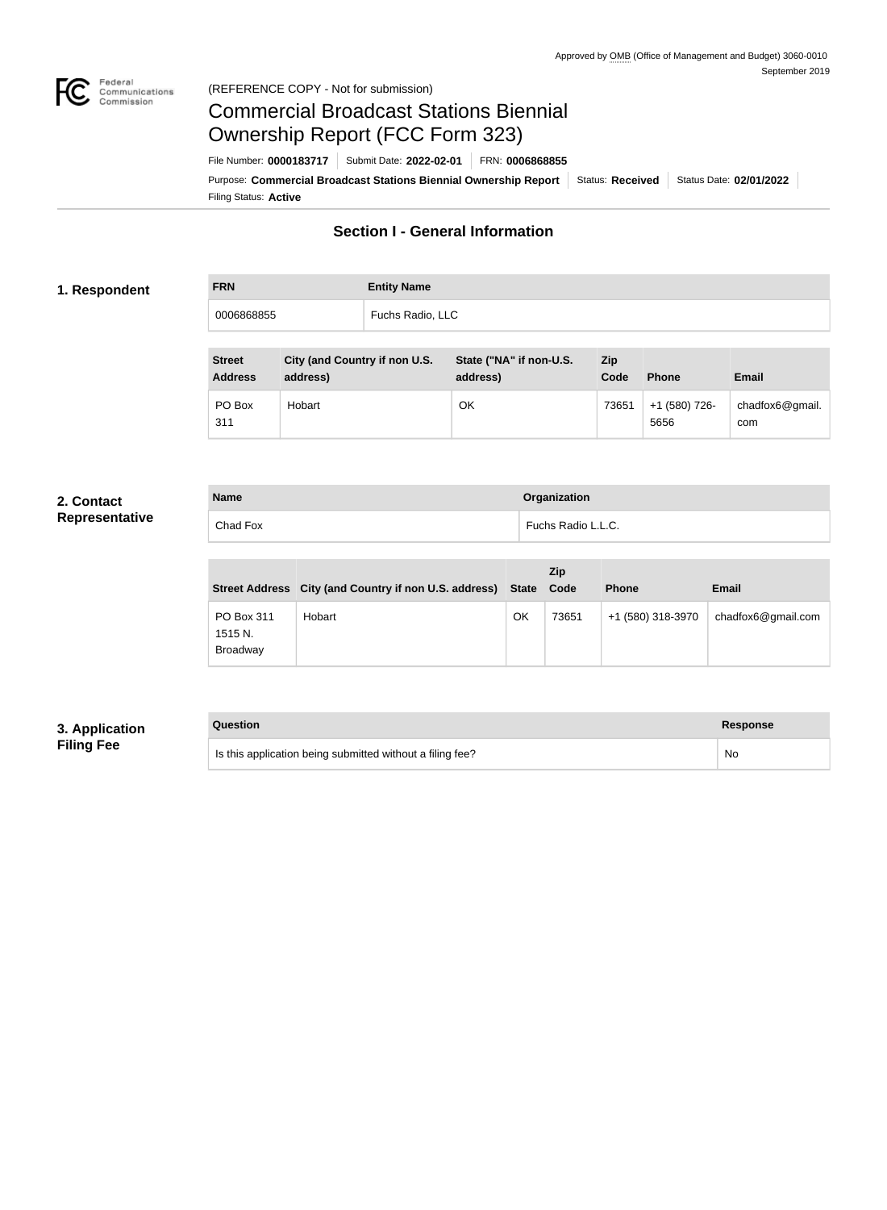Approved by OMB (Office of Management and Budget) 3060-0010
September 2019

(REFERENCE COPY - Not for submission)

# Commercial Broadcast Stations Biennial Ownership Report (FCC Form 323)

File Number: **0000183717** | Submit Date: **2022-02-01** | FRN: **0006868855**

Purpose: **Commercial Broadcast Stations Biennial Ownership Report** | Status: **Received** | Status Date: **02/01/2022**

Filing Status: **Active**

## Section I - General Information

### 1. Respondent

| FRN | Entity Name |
|---|---|
| 0006868855 | Fuchs Radio, LLC |

| Street Address | City (and Country if non U.S. address) | State ("NA" if non-U.S. address) | Zip Code | Phone | Email |
|---|---|---|---|---|---|
| PO Box 311 | Hobart | OK | 73651 | +1 (580) 726-5656 | chadfox6@gmail.com |

### 2. Contact Representative

| Name | Organization |
|---|---|
| Chad Fox | Fuchs Radio L.L.C. |

| Street Address | City (and Country if non U.S. address) | State | Zip Code | Phone | Email |
|---|---|---|---|---|---|
| PO Box 311 1515 N. Broadway | Hobart | OK | 73651 | +1 (580) 318-3970 | chadfox6@gmail.com |

### 3. Application Filing Fee

| Question | Response |
|---|---|
| Is this application being submitted without a filing fee? | No |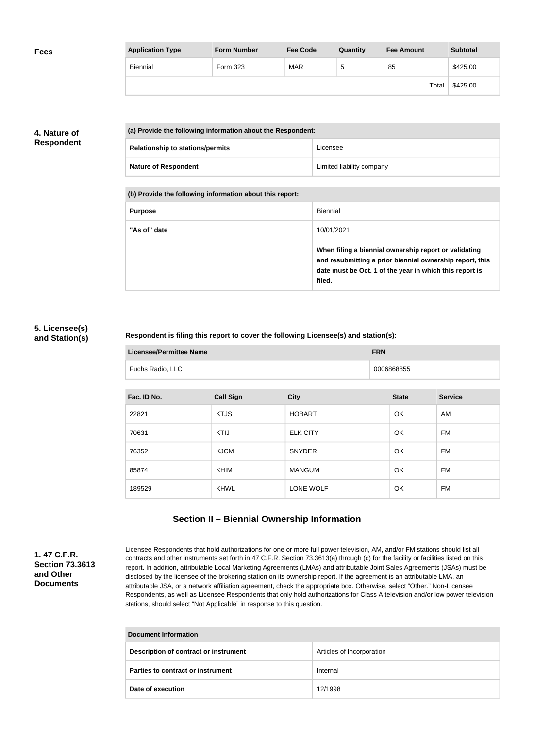### Fees

| Application Type | Form Number | Fee Code | Quantity | Fee Amount | Subtotal |
|---|---|---|---|---|---|
| Biennial | Form 323 | MAR | 5 | 85 | $425.00 |
| | | | | Total | $425.00 |

### 4. Nature of Respondent

| (a) Provide the following information about the Respondent: | |
|---|---|
| Relationship to stations/permits | Licensee |
| Nature of Respondent | Limited liability company |

| (b) Provide the following information about this report: | |
|---|---|
| Purpose | Biennial |
| "As of" date | 10/01/2021<br><br>**When filing a biennial ownership report or validating and resubmitting a prior biennial ownership report, this date must be Oct. 1 of the year in which this report is filed.** |

### 5. Licensee(s) and Station(s)

**Respondent is filing this report to cover the following Licensee(s) and station(s):**

| Licensee/Permittee Name | FRN |
|---|---|
| Fuchs Radio, LLC | 0006868855 |

| Fac. ID No. | Call Sign | City | State | Service |
|---|---|---|---|---|
| 22821 | KTJS | HOBART | OK | AM |
| 70631 | KTIJ | ELK CITY | OK | FM |
| 76352 | KJCM | SNYDER | OK | FM |
| 85874 | KHIM | MANGUM | OK | FM |
| 189529 | KHWL | LONE WOLF | OK | FM |

## Section II – Biennial Ownership Information

### 1. 47 C.F.R. Section 73.3613 and Other Documents

Licensee Respondents that hold authorizations for one or more full power television, AM, and/or FM stations should list all contracts and other instruments set forth in 47 C.F.R. Section 73.3613(a) through (c) for the facility or facilities listed on this report. In addition, attributable Local Marketing Agreements (LMAs) and attributable Joint Sales Agreements (JSAs) must be disclosed by the licensee of the brokering station on its ownership report. If the agreement is an attributable LMA, an attributable JSA, or a network affiliation agreement, check the appropriate box. Otherwise, select "Other." Non-Licensee Respondents, as well as Licensee Respondents that only hold authorizations for Class A television and/or low power television stations, should select "Not Applicable" in response to this question.

| Document Information | |
|---|---|
| Description of contract or instrument | Articles of Incorporation |
| Parties to contract or instrument | Internal |
| Date of execution | 12/1998 |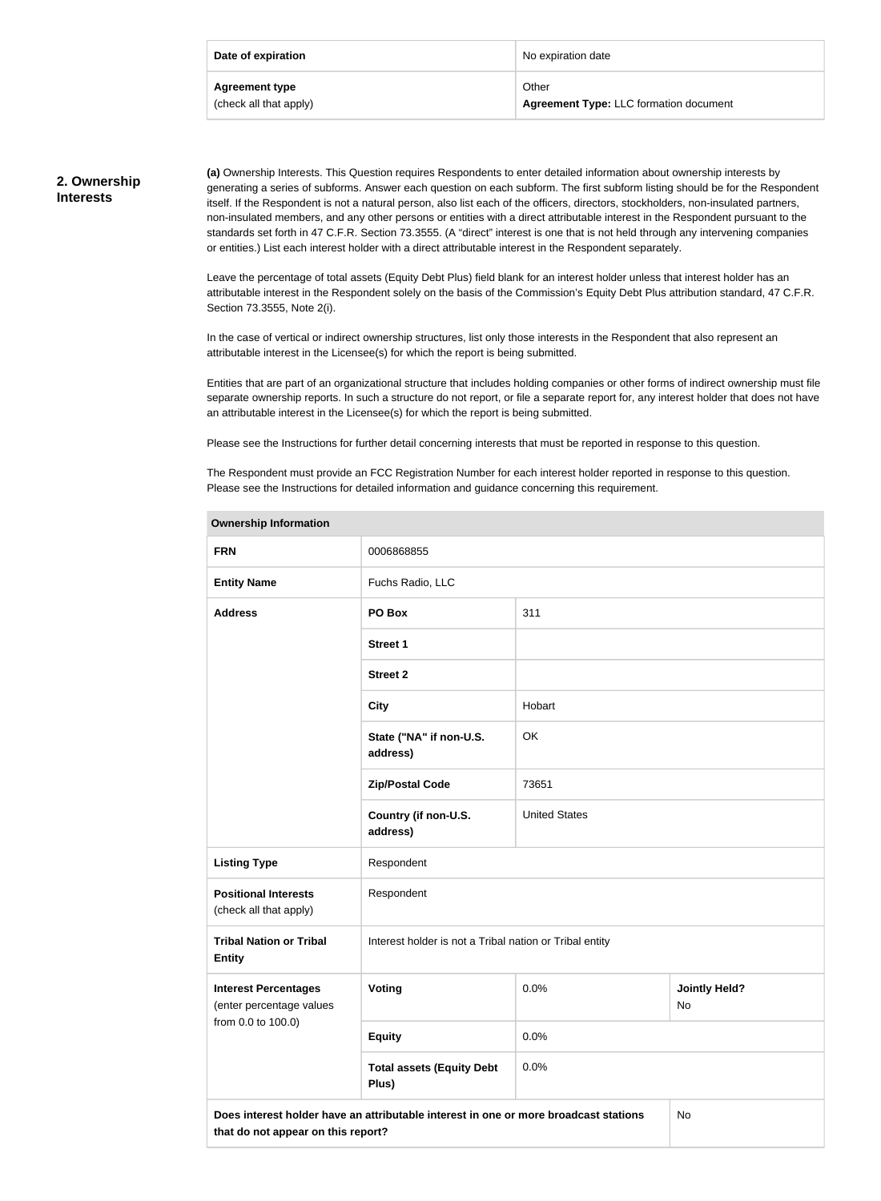| Date of expiration | No expiration date |
|---|---|
| **Agreement type** (check all that apply) | Other<br>**Agreement Type:** LLC formation document |

## 2. Ownership Interests

**(a)** Ownership Interests. This Question requires Respondents to enter detailed information about ownership interests by generating a series of subforms. Answer each question on each subform. The first subform listing should be for the Respondent itself. If the Respondent is not a natural person, also list each of the officers, directors, stockholders, non-insulated partners, non-insulated members, and any other persons or entities with a direct attributable interest in the Respondent pursuant to the standards set forth in 47 C.F.R. Section 73.3555. (A "direct" interest is one that is not held through any intervening companies or entities.) List each interest holder with a direct attributable interest in the Respondent separately.

Leave the percentage of total assets (Equity Debt Plus) field blank for an interest holder unless that interest holder has an attributable interest in the Respondent solely on the basis of the Commission's Equity Debt Plus attribution standard, 47 C.F.R. Section 73.3555, Note 2(i).

In the case of vertical or indirect ownership structures, list only those interests in the Respondent that also represent an attributable interest in the Licensee(s) for which the report is being submitted.

Entities that are part of an organizational structure that includes holding companies or other forms of indirect ownership must file separate ownership reports. In such a structure do not report, or file a separate report for, any interest holder that does not have an attributable interest in the Licensee(s) for which the report is being submitted.

Please see the Instructions for further detail concerning interests that must be reported in response to this question.

The Respondent must provide an FCC Registration Number for each interest holder reported in response to this question. Please see the Instructions for detailed information and guidance concerning this requirement.

| **Ownership Information** | | | |
|---|---|---|---|
| **FRN** | 0006868855 | | |
| **Entity Name** | Fuchs Radio, LLC | | |
| **Address** | **PO Box** | 311 | |
| | **Street 1** | | |
| | **Street 2** | | |
| | **City** | Hobart | |
| | **State ("NA" if non-U.S. address)** | OK | |
| | **Zip/Postal Code** | 73651 | |
| | **Country (if non-U.S. address)** | United States | |
| **Listing Type** | Respondent | | |
| **Positional Interests** (check all that apply) | Respondent | | |
| **Tribal Nation or Tribal Entity** | Interest holder is not a Tribal nation or Tribal entity | | |
| **Interest Percentages** (enter percentage values from 0.0 to 100.0) | **Voting** | 0.0% | **Jointly Held?** No |
| | **Equity** | 0.0% | |
| | **Total assets (Equity Debt Plus)** | 0.0% | |
| **Does interest holder have an attributable interest in one or more broadcast stations that do not appear on this report?** | | | No |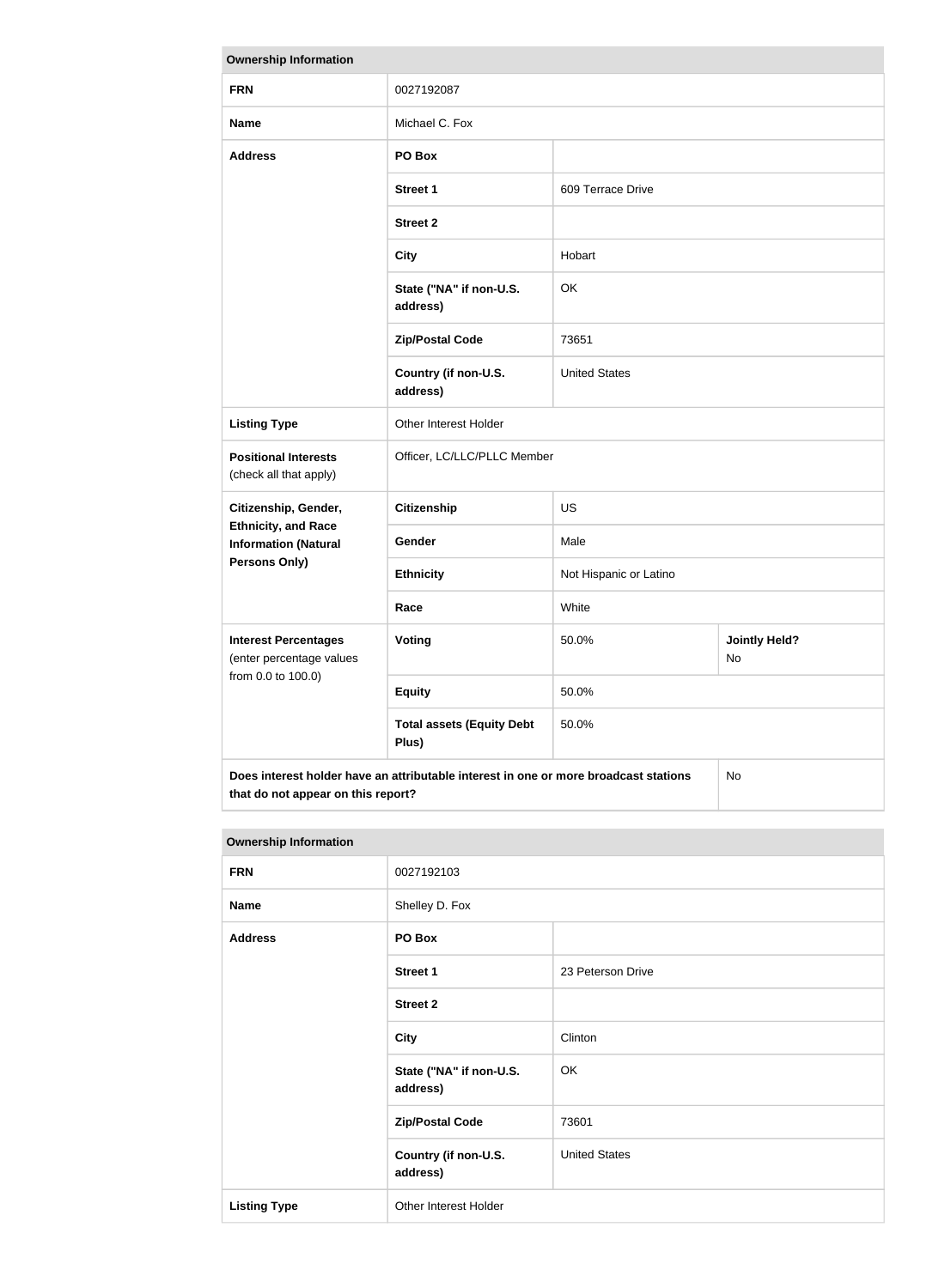| Ownership Information | | | |
|---|---|---|---|
| **FRN** | 0027192087 | | |
| **Name** | Michael C. Fox | | |
| **Address** | **PO Box** | | |
| | **Street 1** | 609 Terrace Drive | |
| | **Street 2** | | |
| | **City** | Hobart | |
| | **State ("NA" if non-U.S. address)** | OK | |
| | **Zip/Postal Code** | 73651 | |
| | **Country (if non-U.S. address)** | United States | |
| **Listing Type** | Other Interest Holder | | |
| **Positional Interests** (check all that apply) | Officer, LC/LLC/PLLC Member | | |
| **Citizenship, Gender, Ethnicity, and Race Information (Natural Persons Only)** | **Citizenship** | US | |
| | **Gender** | Male | |
| | **Ethnicity** | Not Hispanic or Latino | |
| | **Race** | White | |
| **Interest Percentages** (enter percentage values from 0.0 to 100.0) | **Voting** | 50.0% | **Jointly Held?** No |
| | **Equity** | 50.0% | |
| | **Total assets (Equity Debt Plus)** | 50.0% | |
| **Does interest holder have an attributable interest in one or more broadcast stations that do not appear on this report?** | | | No |

| Ownership Information | | |
|---|---|---|
| **FRN** | 0027192103 | |
| **Name** | Shelley D. Fox | |
| **Address** | **PO Box** | |
| | **Street 1** | 23 Peterson Drive |
| | **Street 2** | |
| | **City** | Clinton |
| | **State ("NA" if non-U.S. address)** | OK |
| | **Zip/Postal Code** | 73601 |
| | **Country (if non-U.S. address)** | United States |
| **Listing Type** | Other Interest Holder | |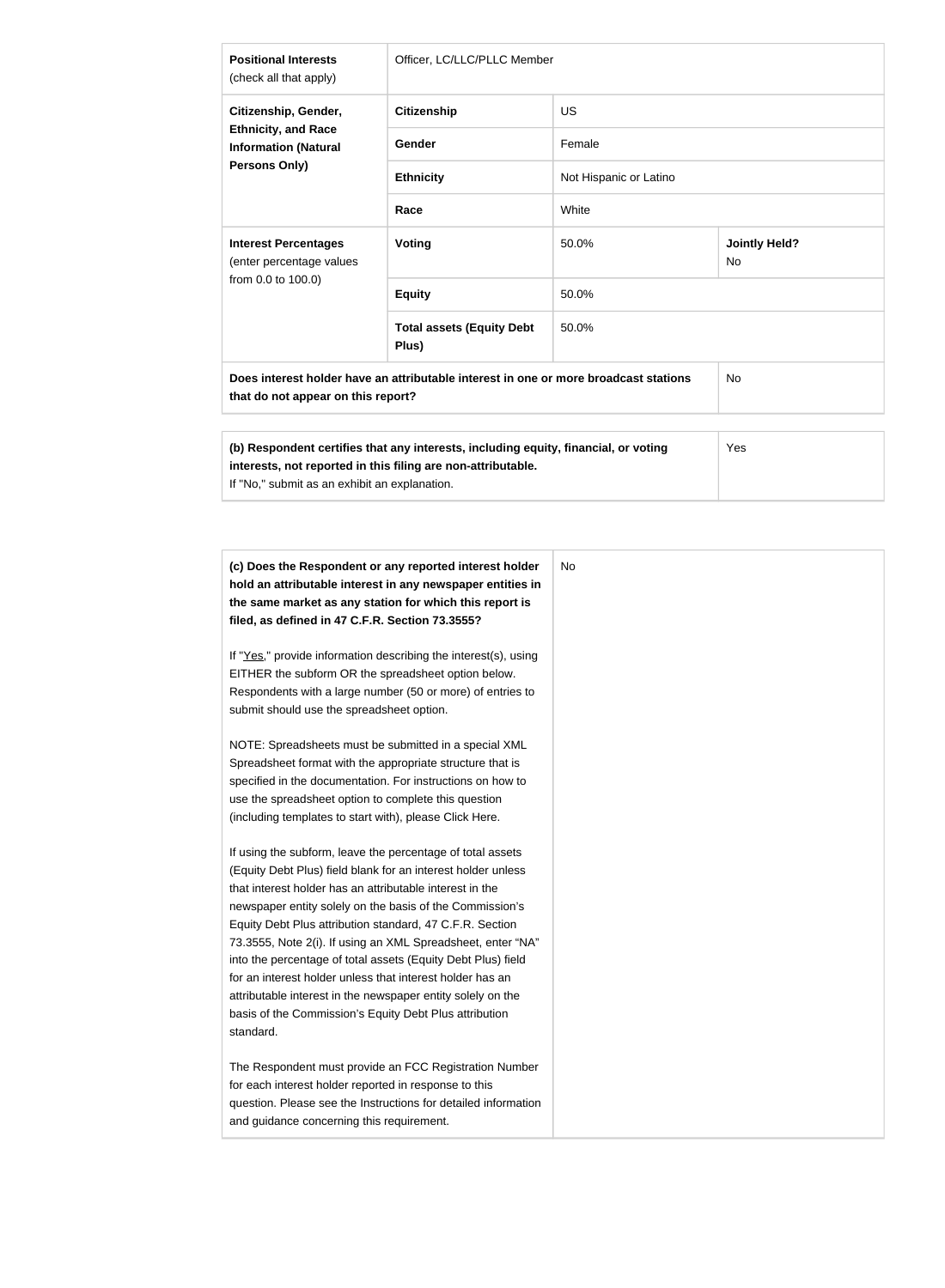| **Positional Interests** (check all that apply) | Officer, LC/LLC/PLLC Member | |
|---|---|---|
| **Citizenship, Gender, Ethnicity, and Race Information (Natural Persons Only)** | **Citizenship** | US |
| | **Gender** | Female |
| | **Ethnicity** | Not Hispanic or Latino |
| | **Race** | White |
| **Interest Percentages** (enter percentage values from 0.0 to 100.0) | **Voting** | 50.0% — **Jointly Held?** No |
| | **Equity** | 50.0% |
| | **Total assets (Equity Debt Plus)** | 50.0% |
| **Does interest holder have an attributable interest in one or more broadcast stations that do not appear on this report?** | | No |

| **(b) Respondent certifies that any interests, including equity, financial, or voting interests, not reported in this filing are non-attributable.** If "No," submit as an exhibit an explanation. | Yes |
|---|---|

| **(c) Does the Respondent or any reported interest holder hold an attributable interest in any newspaper entities in the same market as any station for which this report is filed, as defined in 47 C.F.R. Section 73.3555?** | No |
|---|---|

If "Yes," provide information describing the interest(s), using EITHER the subform OR the spreadsheet option below. Respondents with a large number (50 or more) of entries to submit should use the spreadsheet option.

NOTE: Spreadsheets must be submitted in a special XML Spreadsheet format with the appropriate structure that is specified in the documentation. For instructions on how to use the spreadsheet option to complete this question (including templates to start with), please Click Here.

If using the subform, leave the percentage of total assets (Equity Debt Plus) field blank for an interest holder unless that interest holder has an attributable interest in the newspaper entity solely on the basis of the Commission's Equity Debt Plus attribution standard, 47 C.F.R. Section 73.3555, Note 2(i). If using an XML Spreadsheet, enter "NA" into the percentage of total assets (Equity Debt Plus) field for an interest holder unless that interest holder has an attributable interest in the newspaper entity solely on the basis of the Commission's Equity Debt Plus attribution standard.

The Respondent must provide an FCC Registration Number for each interest holder reported in response to this question. Please see the Instructions for detailed information and guidance concerning this requirement.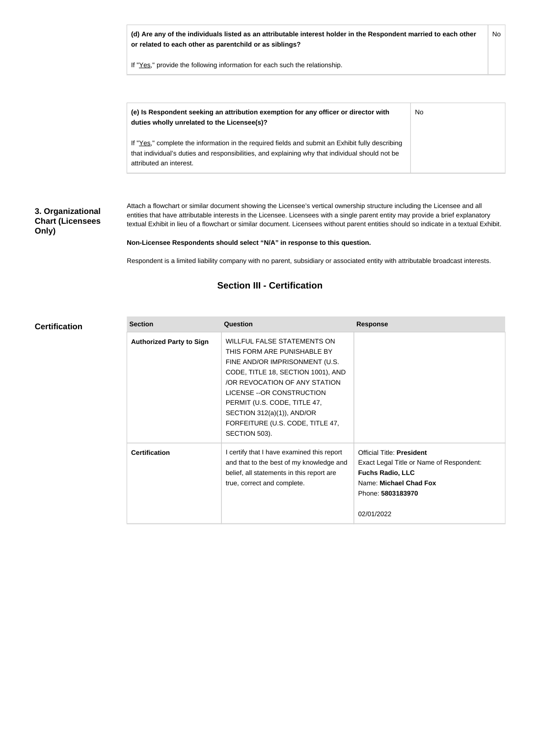| | |
|---|---|
| **(d) Are any of the individuals listed as an attributable interest holder in the Respondent married to each other or related to each other as parentchild or as siblings?**<br><br>If "Yes," provide the following information for each such the relationship. | No |

| | |
|---|---|
| **(e) Is Respondent seeking an attribution exemption for any officer or director with duties wholly unrelated to the Licensee(s)?**<br><br>If "Yes," complete the information in the required fields and submit an Exhibit fully describing that individual's duties and responsibilities, and explaining why that individual should not be attributed an interest. | No |

### 3. Organizational Chart (Licensees Only)

Attach a flowchart or similar document showing the Licensee's vertical ownership structure including the Licensee and all entities that have attributable interests in the Licensee. Licensees with a single parent entity may provide a brief explanatory textual Exhibit in lieu of a flowchart or similar document. Licensees without parent entities should so indicate in a textual Exhibit.

**Non-Licensee Respondents should select "N/A" in response to this question.**

Respondent is a limited liability company with no parent, subsidiary or associated entity with attributable broadcast interests.

## Section III - Certification

### Certification

| Section | Question | Response |
|---|---|---|
| **Authorized Party to Sign** | WILLFUL FALSE STATEMENTS ON THIS FORM ARE PUNISHABLE BY FINE AND/OR IMPRISONMENT (U.S. CODE, TITLE 18, SECTION 1001), AND /OR REVOCATION OF ANY STATION LICENSE --OR CONSTRUCTION PERMIT (U.S. CODE, TITLE 47, SECTION 312(a)(1)), AND/OR FORFEITURE (U.S. CODE, TITLE 47, SECTION 503). | |
| **Certification** | I certify that I have examined this report and that to the best of my knowledge and belief, all statements in this report are true, correct and complete. | Official Title: **President**<br>Exact Legal Title or Name of Respondent: **Fuchs Radio, LLC**<br>Name: **Michael Chad Fox**<br>Phone: **5803183970**<br><br>02/01/2022 |